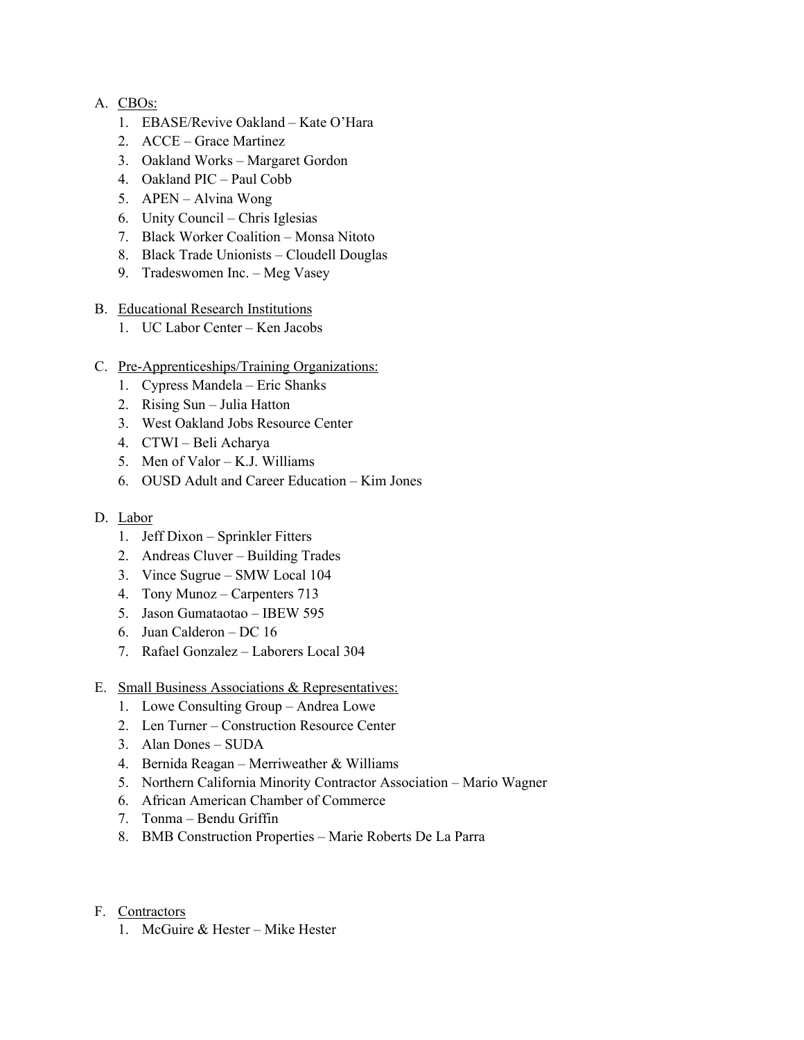A. <u>CBOs:</u>
   1. EBASE/Revive Oakland – Kate O'Hara
   2. ACCE – Grace Martinez
   3. Oakland Works – Margaret Gordon
   4. Oakland PIC – Paul Cobb
   5. APEN – Alvina Wong
   6. Unity Council – Chris Iglesias
   7. Black Worker Coalition – Monsa Nitoto
   8. Black Trade Unionists – Cloudell Douglas
   9. Tradeswomen Inc. – Meg Vasey

B. <u>Educational Research Institutions</u>
   1. UC Labor Center – Ken Jacobs

C. <u>Pre-Apprenticeships/Training Organizations:</u>
   1. Cypress Mandela – Eric Shanks
   2. Rising Sun – Julia Hatton
   3. West Oakland Jobs Resource Center
   4. CTWI – Beli Acharya
   5. Men of Valor – K.J. Williams
   6. OUSD Adult and Career Education – Kim Jones

D. <u>Labor</u>
   1. Jeff Dixon – Sprinkler Fitters
   2. Andreas Cluver – Building Trades
   3. Vince Sugrue – SMW Local 104
   4. Tony Munoz – Carpenters 713
   5. Jason Gumataotao – IBEW 595
   6. Juan Calderon – DC 16
   7. Rafael Gonzalez – Laborers Local 304

E. <u>Small Business Associations & Representatives:</u>
   1. Lowe Consulting Group – Andrea Lowe
   2. Len Turner – Construction Resource Center
   3. Alan Dones – SUDA
   4. Bernida Reagan – Merriweather & Williams
   5. Northern California Minority Contractor Association – Mario Wagner
   6. African American Chamber of Commerce
   7. Tonma – Bendu Griffin
   8. BMB Construction Properties – Marie Roberts De La Parra

F. <u>Contractors</u>
   1. McGuire & Hester – Mike Hester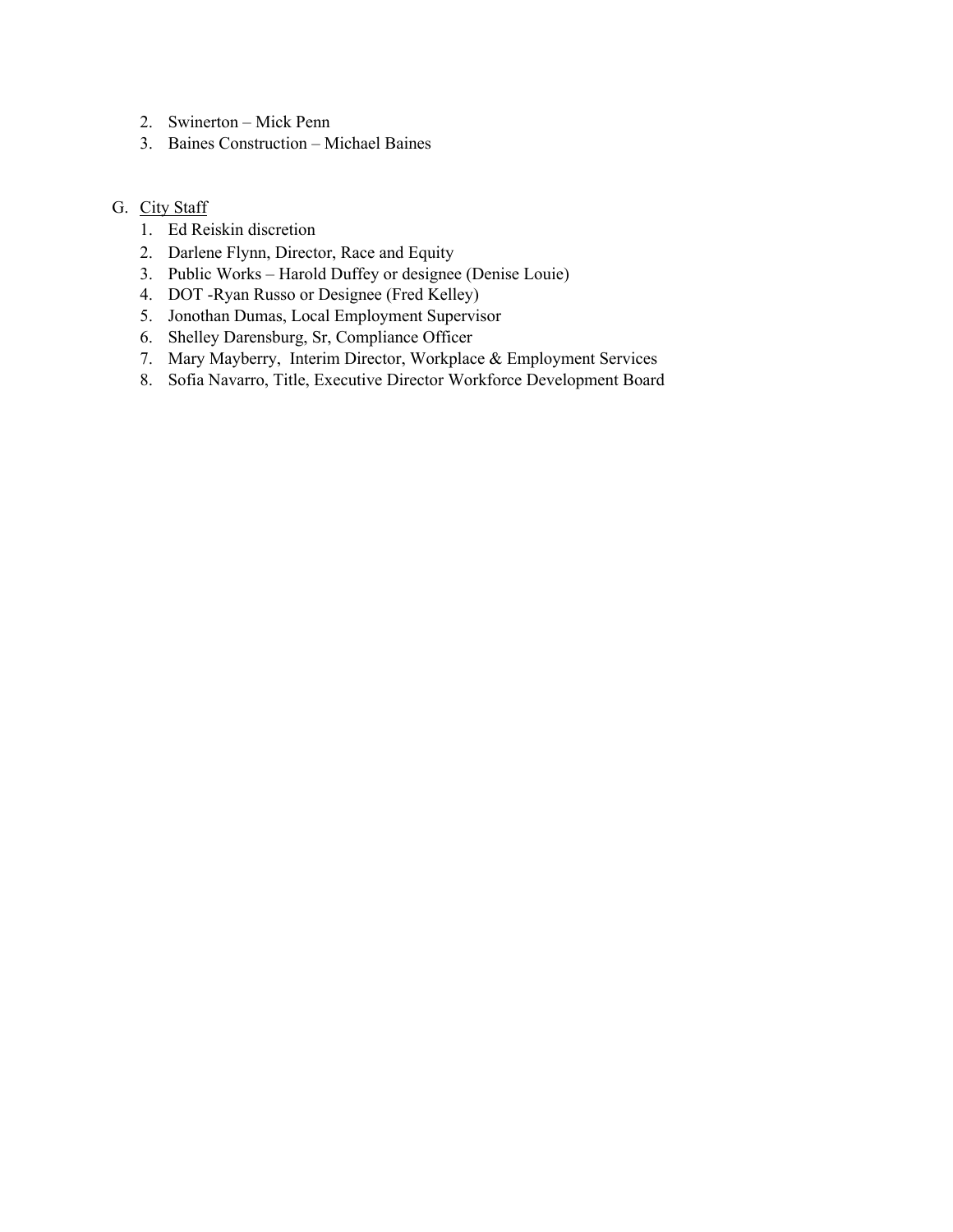2. Swinerton – Mick Penn
3. Baines Construction – Michael Baines

G. <u>City Staff</u>
1. Ed Reiskin discretion
2. Darlene Flynn, Director, Race and Equity
3. Public Works – Harold Duffey or designee (Denise Louie)
4. DOT -Ryan Russo or Designee (Fred Kelley)
5. Jonothan Dumas, Local Employment Supervisor
6. Shelley Darensburg, Sr, Compliance Officer
7. Mary Mayberry, Interim Director, Workplace & Employment Services
8. Sofia Navarro, Title, Executive Director Workforce Development Board